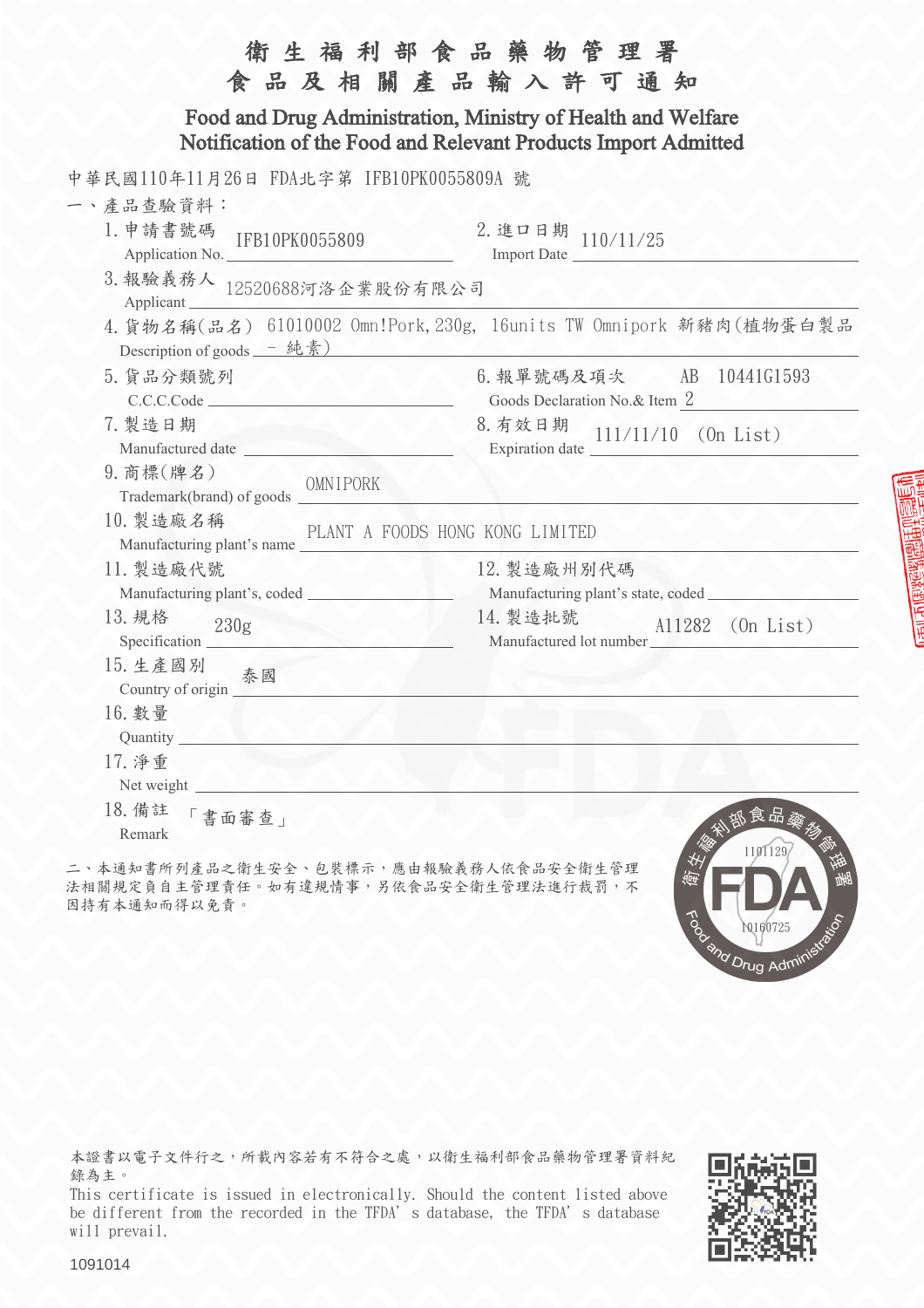# 衛生福利部食品藥物管理署
# 食品及相關產品輸入許可通知

## Food and Drug Administration, Ministry of Health and Welfare
## Notification of the Food and Relevant Products Import Admitted

中華民國110年11月26日 FDA北字第 IFB10PK0055809A 號

一、產品查驗資料：

1. 申請書號碼 Application No.: IFB10PK0055809
2. 進口日期 Import Date: 110/11/25
3. 報驗義務人 Applicant: 12520688河洛企業股份有限公司
4. 貨物名稱(品名) Description of goods: 61010002 Omn!Pork, 230g, 16units TW Omnipork 新豬肉(植物蛋白製品 - 純素)
5. 貨品分類號列 C.C.C.Code:
6. 報單號碼及項次 Goods Declaration No.& Item: AB 10441G1593 2
7. 製造日期 Manufactured date:
8. 有效日期 Expiration date: 111/11/10 (On List)
9. 商標(牌名) Trademark(brand) of goods: OMNIPORK
10. 製造廠名稱 Manufacturing plant's name: PLANT A FOODS HONG KONG LIMITED
11. 製造廠代號 Manufacturing plant's, coded:
12. 製造廠州別代碼 Manufacturing plant's state, coded:
13. 規格 Specification: 230g
14. 製造批號 Manufactured lot number: A11282 (On List)
15. 生產國別 Country of origin: 泰國
16. 數量 Quantity:
17. 淨重 Net weight:
18. 備註 Remark: 「書面審查」

二、本通知書所列產品之衛生安全、包裝標示，應由報驗義務人依食品安全衛生管理法相關規定負自主管理責任。如有違規情事，另依食品安全衛生管理法進行裁罰，不因持有本通知而得以免責。

衛生福利部食品藥物管理署 Food and Drug Administration 1101129 10160725

本證書以電子文件行之，所載內容若有不符合之處，以衛生福利部食品藥物管理署資料紀錄為主。

This certificate is issued in electronically. Should the content listed above be different from the recorded in the TFDA' s database, the TFDA' s database will prevail.

1091014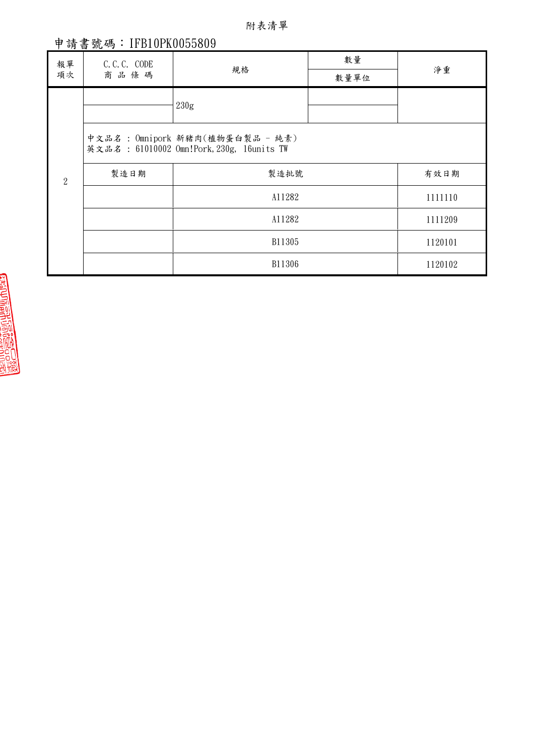附表清單

申請書號碼：IFB10PK0055809

| 報單項次 | C.C.C. CODE 商品條碼 | 規格 | 數量 / 數量單位 | 淨重 |
|---|---|---|---|---|
| 2 | | 230g | | |
| | 中文品名 ： Omnipork 新豬肉(植物蛋白製品 - 純素) 英文品名 ： 61010002 Omn!Pork,230g, 16units TW | | | |
| | 製造日期 | 製造批號 | | 有效日期 |
| | | A11282 | | 1111110 |
| | | A11282 | | 1111209 |
| | | B11305 | | 1120101 |
| | | B11306 | | 1120102 |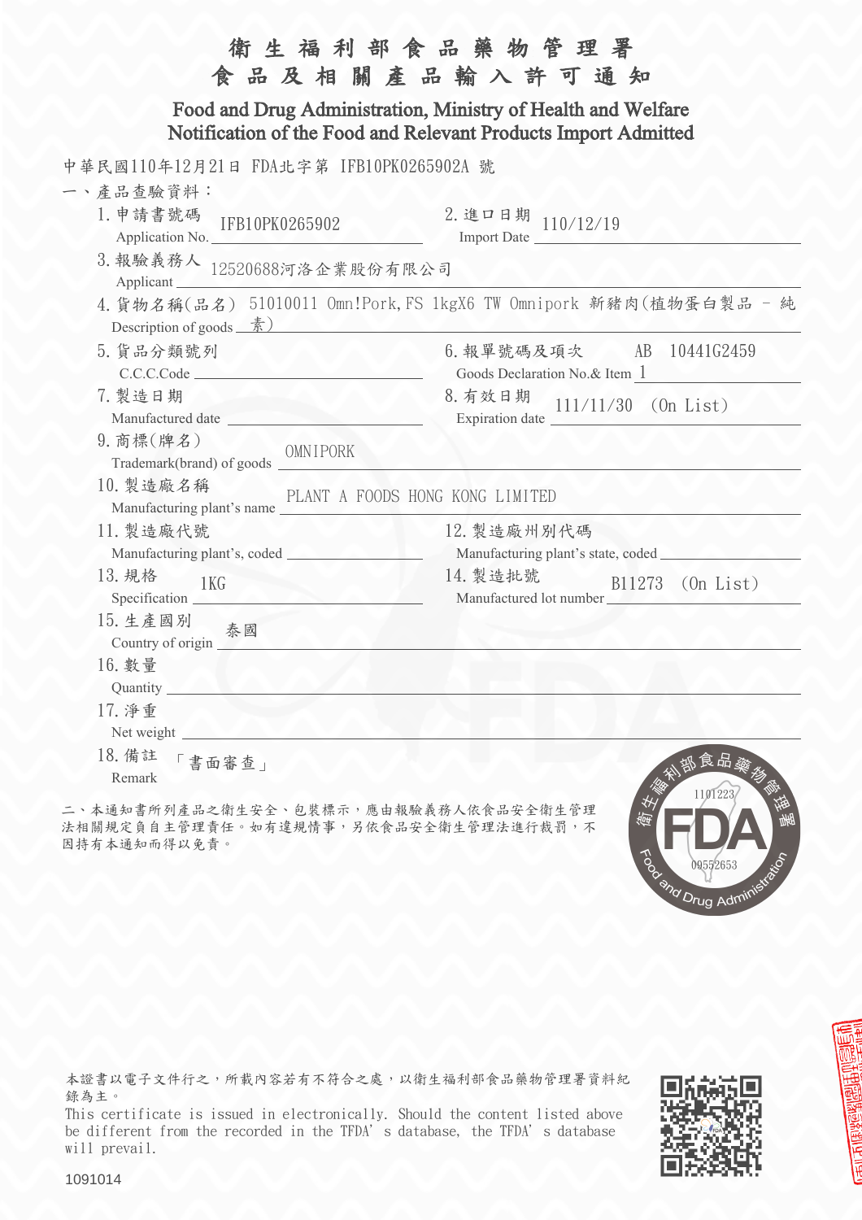# 衛生福利部食品藥物管理署
# 食品及相關產品輸入許可通知

## Food and Drug Administration, Ministry of Health and Welfare
## Notification of the Food and Relevant Products Import Admitted

中華民國110年12月21日 FDA北字第 IFB10PK0265902A 號

一、產品查驗資料：

1. 申請書號碼 Application No. IFB10PK0265902
2. 進口日期 Import Date 110/12/19
3. 報驗義務人 Applicant 12520688河洛企業股份有限公司
4. 貨物名稱(品名) Description of goods 51010011 Omn!Pork,FS 1kgX6 TW Omnipork 新豬肉(植物蛋白製品 - 純素)
5. 貨品分類號列 C.C.C.Code
6. 報單號碼及項次 Goods Declaration No.& Item AB 10441G2459 1
7. 製造日期 Manufactured date
8. 有效日期 Expiration date 111/11/30 (On List)
9. 商標(牌名) Trademark(brand) of goods OMNIPORK
10. 製造廠名稱 Manufacturing plant's name PLANT A FOODS HONG KONG LIMITED
11. 製造廠代號 Manufacturing plant's, coded
12. 製造廠州別代碼 Manufacturing plant's state, coded
13. 規格 Specification 1KG
14. 製造批號 Manufactured lot number B11273 (On List)
15. 生產國別 Country of origin 泰國
16. 數量 Quantity
17. 淨重 Net weight
18. 備註 Remark 「書面審查」

二、本通知書所列產品之衛生安全、包裝標示，應由報驗義務人依食品安全衛生管理法相關規定負自主管理責任。如有違規情事，另依食品安全衛生管理法進行裁罰，不因持有本通知而得以免責。

衛生福利部食品藥物管理署 Food and Drug Administration 1101223 09552653

本證書以電子文件行之，所載內容若有不符合之處，以衛生福利部食品藥物管理署資料紀錄為主。

This certificate is issued in electronically. Should the content listed above be different from the recorded in the TFDA' s database, the TFDA' s database will prevail.

1091014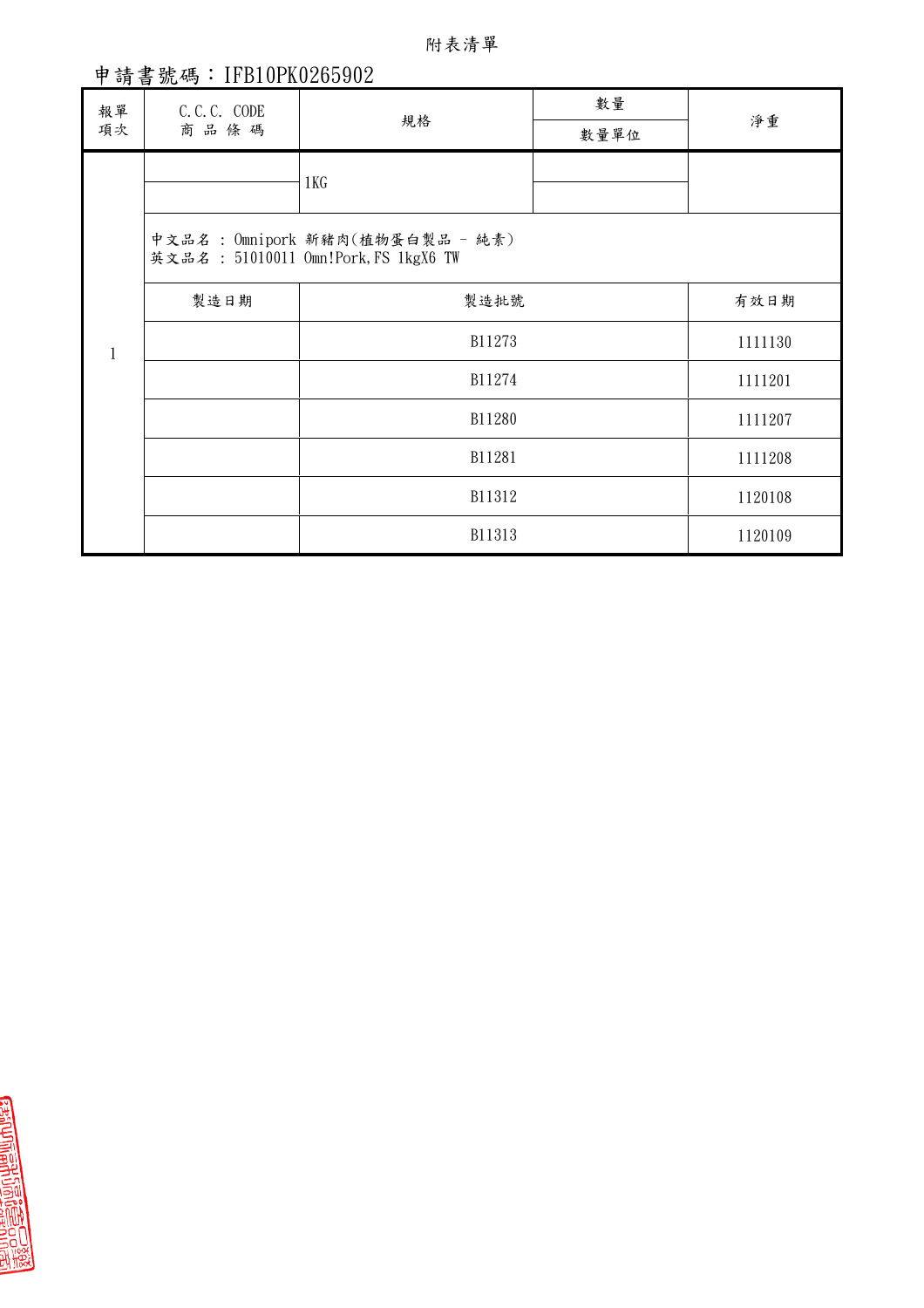附表清單

申請書號碼：IFB10PK0265902

| 報單項次 | C.C.C. CODE 商品條碼 | 規格 | 數量 / 數量單位 | 淨重 |
| --- | --- | --- | --- | --- |
| 1 | | 1KG | | |
| | 中文品名 : Omnipork 新豬肉(植物蛋白製品 - 純素)<br>英文品名 : 51010011 Omn!Pork,FS 1kgX6 TW | | | |
| | 製造日期 | 製造批號 | | 有效日期 |
| | | B11273 | | 1111130 |
| | | B11274 | | 1111201 |
| | | B11280 | | 1111207 |
| | | B11281 | | 1111208 |
| | | B11312 | | 1120108 |
| | | B11313 | | 1120109 |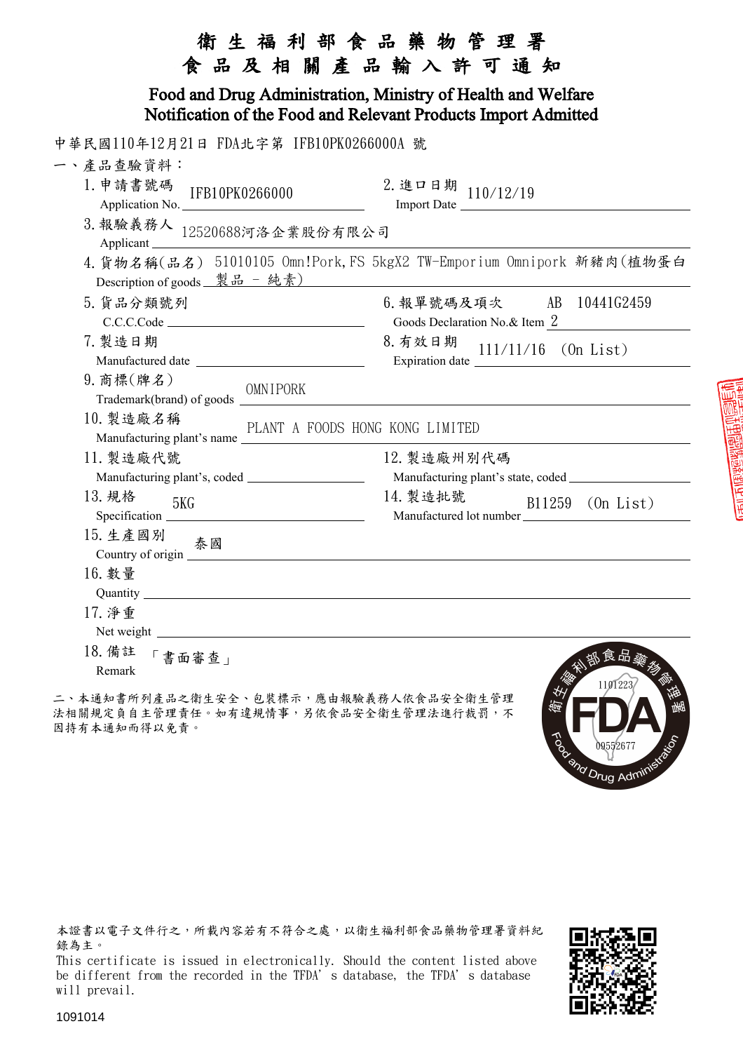# 衛生福利部食品藥物管理署
# 食品及相關產品輸入許可通知

## Food and Drug Administration, Ministry of Health and Welfare
## Notification of the Food and Relevant Products Import Admitted

中華民國110年12月21日 FDA北字第 IFB10PK0266000A 號

一、產品查驗資料：

1. 申請書號碼 Application No. IFB10PK0266000
2. 進口日期 Import Date 110/12/19
3. 報驗義務人 Applicant 12520688河洛企業股份有限公司
4. 貨物名稱(品名) Description of goods 51010105 Omn!Pork,FS 5kgX2 TW-Emporium Omnipork 新豬肉(植物蛋白製品 - 純素)
5. 貨品分類號列 C.C.C.Code
6. 報單號碼及項次 Goods Declaration No.& Item AB 10441G2459 2
7. 製造日期 Manufactured date
8. 有效日期 Expiration date 111/11/16 (On List)
9. 商標(牌名) Trademark(brand) of goods OMNIPORK
10. 製造廠名稱 Manufacturing plant's name PLANT A FOODS HONG KONG LIMITED
11. 製造廠代號 Manufacturing plant's, coded
12. 製造廠州別代碼 Manufacturing plant's state, coded
13. 規格 Specification 5KG
14. 製造批號 Manufactured lot number B11259 (On List)
15. 生產國別 Country of origin 泰國
16. 數量 Quantity
17. 淨重 Net weight
18. 備註 Remark 「書面審查」

二、本通知書所列產品之衛生安全、包裝標示，應由報驗義務人依食品安全衛生管理法相關規定負自主管理責任。如有違規情事，另依食品安全衛生管理法進行裁罰，不因持有本通知而得以免責。

衛生福利部食品藥物管理署 FDA Food and Drug Administration 1101223 09552677

本證書以電子文件行之，所載內容若有不符合之處，以衛生福利部食品藥物管理署資料紀錄為主。

This certificate is issued in electronically. Should the content listed above be different from the recorded in the TFDA's database, the TFDA's database will prevail.

1091014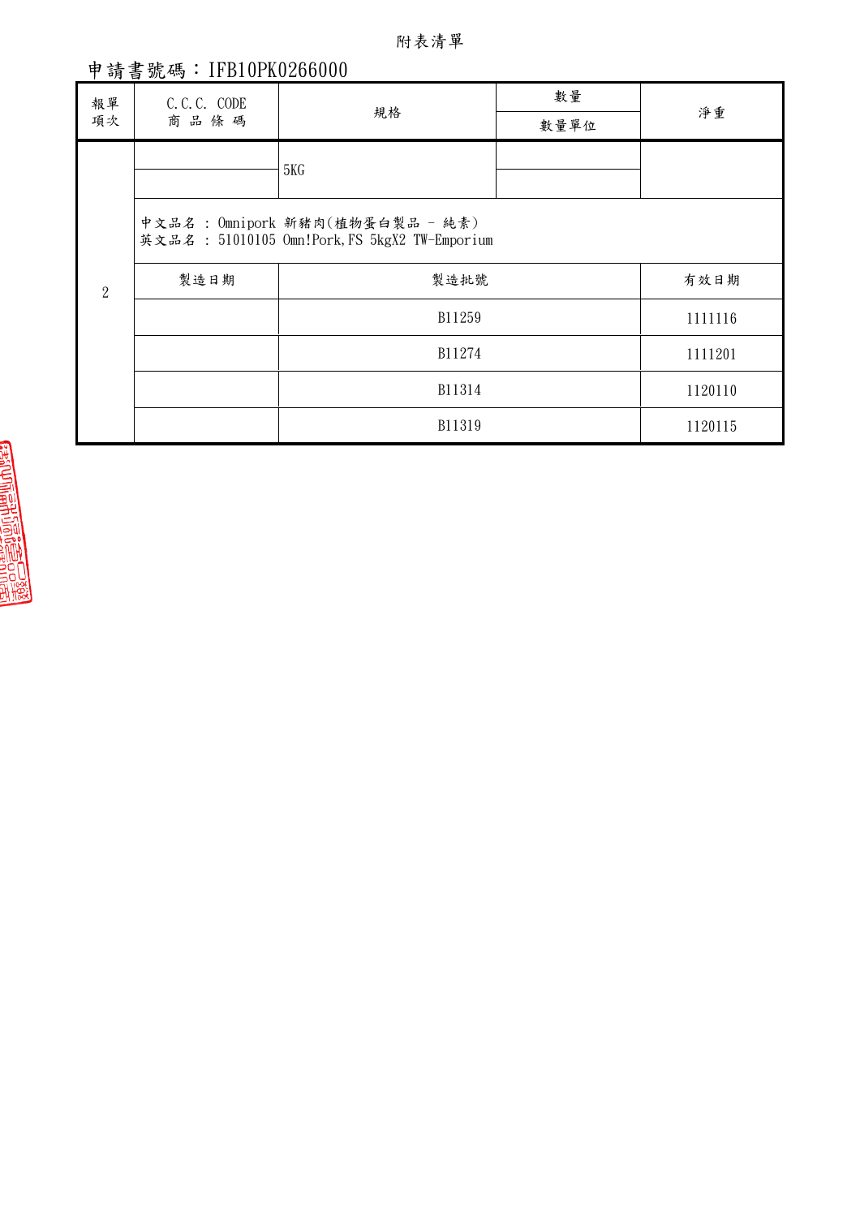附表清單

申請書號碼：IFB10PK0266000

| 報單項次 | C.C.C. CODE 商品條碼 | 規格 | 數量 / 數量單位 | 淨重 |
| --- | --- | --- | --- | --- |
| 2 | | 5KG | | |
| | 中文品名 : Omnipork 新豬肉(植物蛋白製品 - 純素)<br>英文品名 : 51010105 Omn!Pork,FS 5kgX2 TW-Emporium | | | |
| | 製造日期 | 製造批號 | | 有效日期 |
| | | B11259 | | 1111116 |
| | | B11274 | | 1111201 |
| | | B11314 | | 1120110 |
| | | B11319 | | 1120115 |